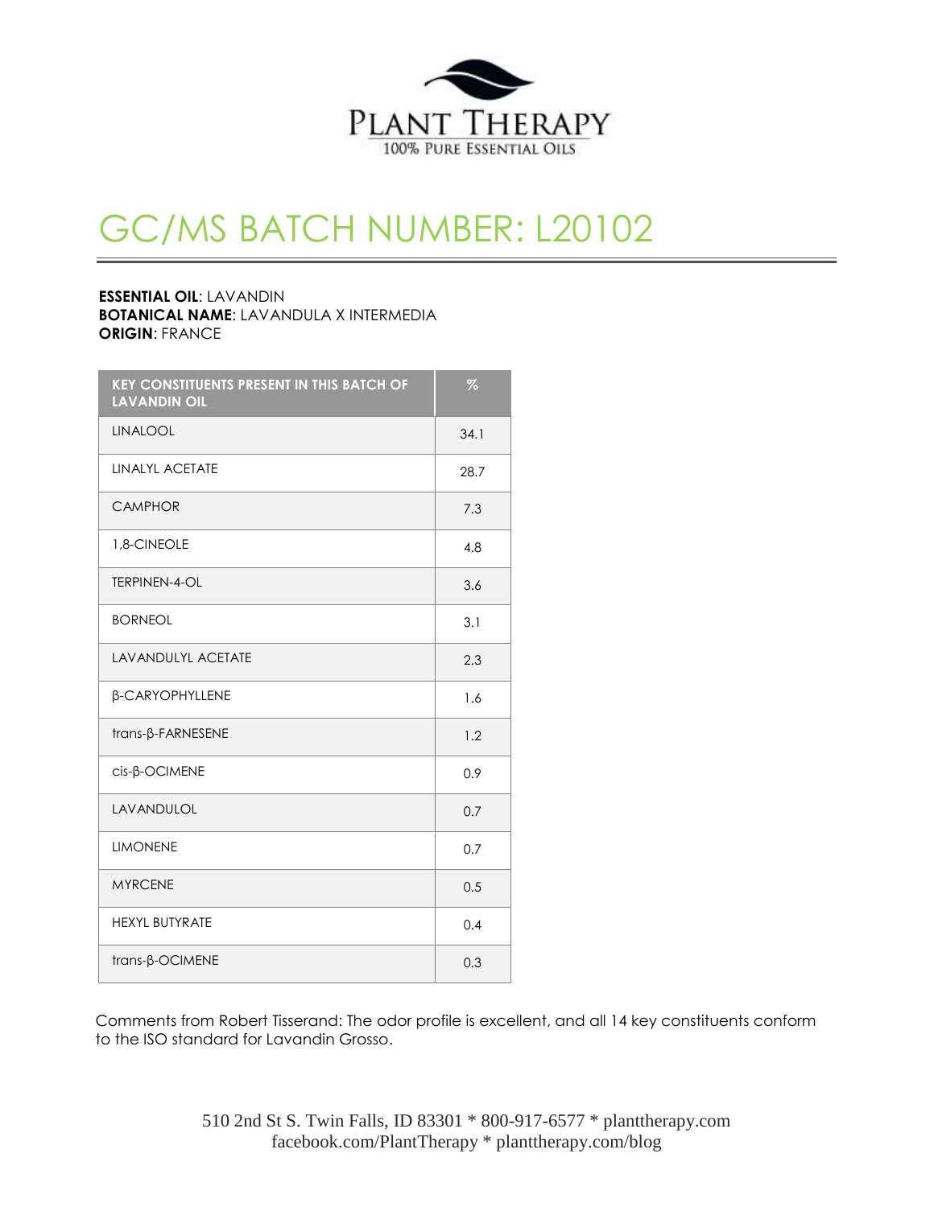PLANT THERAPY

100% PURE ESSENTIAL OILS

# GC/MS BATCH NUMBER: L20102

**ESSENTIAL OIL**: LAVANDIN
**BOTANICAL NAME**: LAVANDULA X INTERMEDIA
**ORIGIN**: FRANCE

| KEY CONSTITUENTS PRESENT IN THIS BATCH OF LAVANDIN OIL | % |
|---|---|
| LINALOOL | 34.1 |
| LINALYL ACETATE | 28.7 |
| CAMPHOR | 7.3 |
| 1,8-CINEOLE | 4.8 |
| TERPINEN-4-OL | 3.6 |
| BORNEOL | 3.1 |
| LAVANDULYL ACETATE | 2.3 |
| β-CARYOPHYLLENE | 1.6 |
| trans-β-FARNESENE | 1.2 |
| cis-β-OCIMENE | 0.9 |
| LAVANDULOL | 0.7 |
| LIMONENE | 0.7 |
| MYRCENE | 0.5 |
| HEXYL BUTYRATE | 0.4 |
| trans-β-OCIMENE | 0.3 |

Comments from Robert Tisserand: The odor profile is excellent, and all 14 key constituents conform to the ISO standard for Lavandin Grosso.

510 2nd St S. Twin Falls, ID 83301 * 800-917-6577 * planttherapy.com
facebook.com/PlantTherapy * planttherapy.com/blog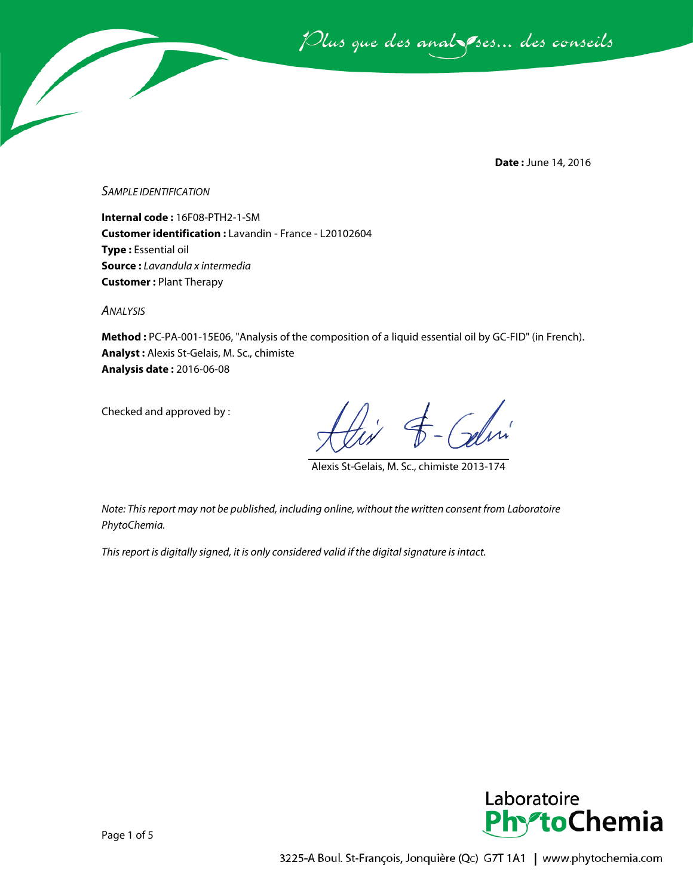*Plus que des analyses... des conseils*

**Date :** June 14, 2016

*SAMPLE IDENTIFICATION*

**Internal code :** 16F08-PTH2-1-SM
**Customer identification :** Lavandin - France - L20102604
**Type :** Essential oil
**Source :** *Lavandula x intermedia*
**Customer :** Plant Therapy

*ANALYSIS*

**Method :** PC-PA-001-15E06, "Analysis of the composition of a liquid essential oil by GC-FID" (in French).
**Analyst :** Alexis St-Gelais, M. Sc., chimiste
**Analysis date :** 2016-06-08

Checked and approved by :

Alexis St-Gelais, M. Sc., chimiste 2013-174

*Note: This report may not be published, including online, without the written consent from Laboratoire PhytoChemia.*

*This report is digitally signed, it is only considered valid if the digital signature is intact.*

Laboratoire PhytoChemia

3225-A Boul. St-François, Jonquière (Qc) G7T 1A1 | www.phytochemia.com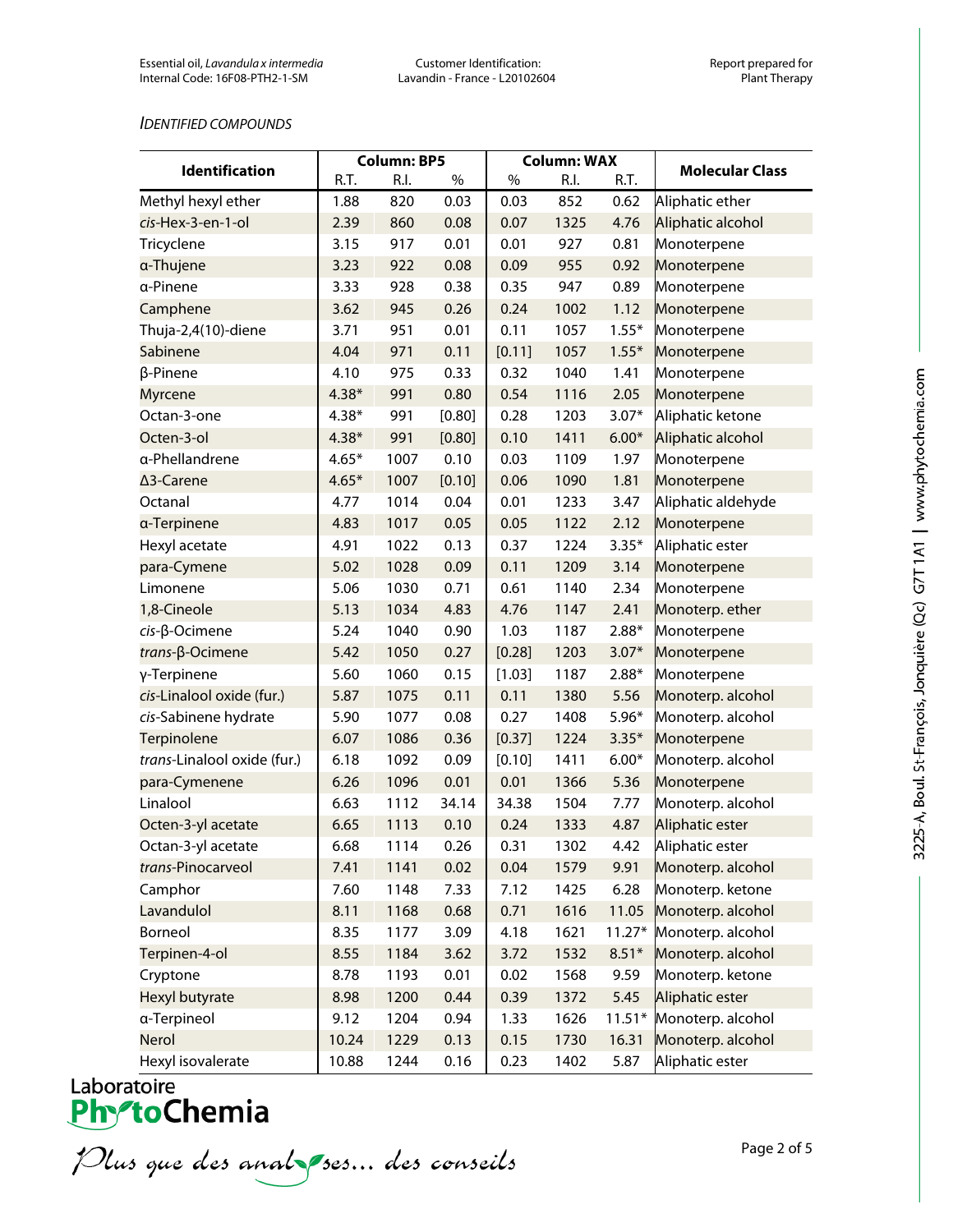*IDENTIFIED COMPOUNDS*

| Identification | Column: BP5 | | | Column: WAX | | | Molecular Class |
|---|---|---|---|---|---|---|---|
| | R.T. | R.I. | % | % | R.I. | R.T. | |
| Methyl hexyl ether | 1.88 | 820 | 0.03 | 0.03 | 852 | 0.62 | Aliphatic ether |
| *cis*-Hex-3-en-1-ol | 2.39 | 860 | 0.08 | 0.07 | 1325 | 4.76 | Aliphatic alcohol |
| Tricyclene | 3.15 | 917 | 0.01 | 0.01 | 927 | 0.81 | Monoterpene |
| α-Thujene | 3.23 | 922 | 0.08 | 0.09 | 955 | 0.92 | Monoterpene |
| α-Pinene | 3.33 | 928 | 0.38 | 0.35 | 947 | 0.89 | Monoterpene |
| Camphene | 3.62 | 945 | 0.26 | 0.24 | 1002 | 1.12 | Monoterpene |
| Thuja-2,4(10)-diene | 3.71 | 951 | 0.01 | 0.11 | 1057 | 1.55* | Monoterpene |
| Sabinene | 4.04 | 971 | 0.11 | [0.11] | 1057 | 1.55* | Monoterpene |
| β-Pinene | 4.10 | 975 | 0.33 | 0.32 | 1040 | 1.41 | Monoterpene |
| Myrcene | 4.38* | 991 | 0.80 | 0.54 | 1116 | 2.05 | Monoterpene |
| Octan-3-one | 4.38* | 991 | [0.80] | 0.28 | 1203 | 3.07* | Aliphatic ketone |
| Octen-3-ol | 4.38* | 991 | [0.80] | 0.10 | 1411 | 6.00* | Aliphatic alcohol |
| α-Phellandrene | 4.65* | 1007 | 0.10 | 0.03 | 1109 | 1.97 | Monoterpene |
| Δ3-Carene | 4.65* | 1007 | [0.10] | 0.06 | 1090 | 1.81 | Monoterpene |
| Octanal | 4.77 | 1014 | 0.04 | 0.01 | 1233 | 3.47 | Aliphatic aldehyde |
| α-Terpinene | 4.83 | 1017 | 0.05 | 0.05 | 1122 | 2.12 | Monoterpene |
| Hexyl acetate | 4.91 | 1022 | 0.13 | 0.37 | 1224 | 3.35* | Aliphatic ester |
| para-Cymene | 5.02 | 1028 | 0.09 | 0.11 | 1209 | 3.14 | Monoterpene |
| Limonene | 5.06 | 1030 | 0.71 | 0.61 | 1140 | 2.34 | Monoterpene |
| 1,8-Cineole | 5.13 | 1034 | 4.83 | 4.76 | 1147 | 2.41 | Monoterp. ether |
| *cis*-β-Ocimene | 5.24 | 1040 | 0.90 | 1.03 | 1187 | 2.88* | Monoterpene |
| *trans*-β-Ocimene | 5.42 | 1050 | 0.27 | [0.28] | 1203 | 3.07* | Monoterpene |
| γ-Terpinene | 5.60 | 1060 | 0.15 | [1.03] | 1187 | 2.88* | Monoterpene |
| *cis*-Linalool oxide (fur.) | 5.87 | 1075 | 0.11 | 0.11 | 1380 | 5.56 | Monoterp. alcohol |
| *cis*-Sabinene hydrate | 5.90 | 1077 | 0.08 | 0.27 | 1408 | 5.96* | Monoterp. alcohol |
| Terpinolene | 6.07 | 1086 | 0.36 | [0.37] | 1224 | 3.35* | Monoterpene |
| *trans*-Linalool oxide (fur.) | 6.18 | 1092 | 0.09 | [0.10] | 1411 | 6.00* | Monoterp. alcohol |
| para-Cymenene | 6.26 | 1096 | 0.01 | 0.01 | 1366 | 5.36 | Monoterpene |
| Linalool | 6.63 | 1112 | 34.14 | 34.38 | 1504 | 7.77 | Monoterp. alcohol |
| Octen-3-yl acetate | 6.65 | 1113 | 0.10 | 0.24 | 1333 | 4.87 | Aliphatic ester |
| Octan-3-yl acetate | 6.68 | 1114 | 0.26 | 0.31 | 1302 | 4.42 | Aliphatic ester |
| *trans*-Pinocarveol | 7.41 | 1141 | 0.02 | 0.04 | 1579 | 9.91 | Monoterp. alcohol |
| Camphor | 7.60 | 1148 | 7.33 | 7.12 | 1425 | 6.28 | Monoterp. ketone |
| Lavandulol | 8.11 | 1168 | 0.68 | 0.71 | 1616 | 11.05 | Monoterp. alcohol |
| Borneol | 8.35 | 1177 | 3.09 | 4.18 | 1621 | 11.27* | Monoterp. alcohol |
| Terpinen-4-ol | 8.55 | 1184 | 3.62 | 3.72 | 1532 | 8.51* | Monoterp. alcohol |
| Cryptone | 8.78 | 1193 | 0.01 | 0.02 | 1568 | 9.59 | Monoterp. ketone |
| Hexyl butyrate | 8.98 | 1200 | 0.44 | 0.39 | 1372 | 5.45 | Aliphatic ester |
| α-Terpineol | 9.12 | 1204 | 0.94 | 1.33 | 1626 | 11.51* | Monoterp. alcohol |
| Nerol | 10.24 | 1229 | 0.13 | 0.15 | 1730 | 16.31 | Monoterp. alcohol |
| Hexyl isovalerate | 10.88 | 1244 | 0.16 | 0.23 | 1402 | 5.87 | Aliphatic ester |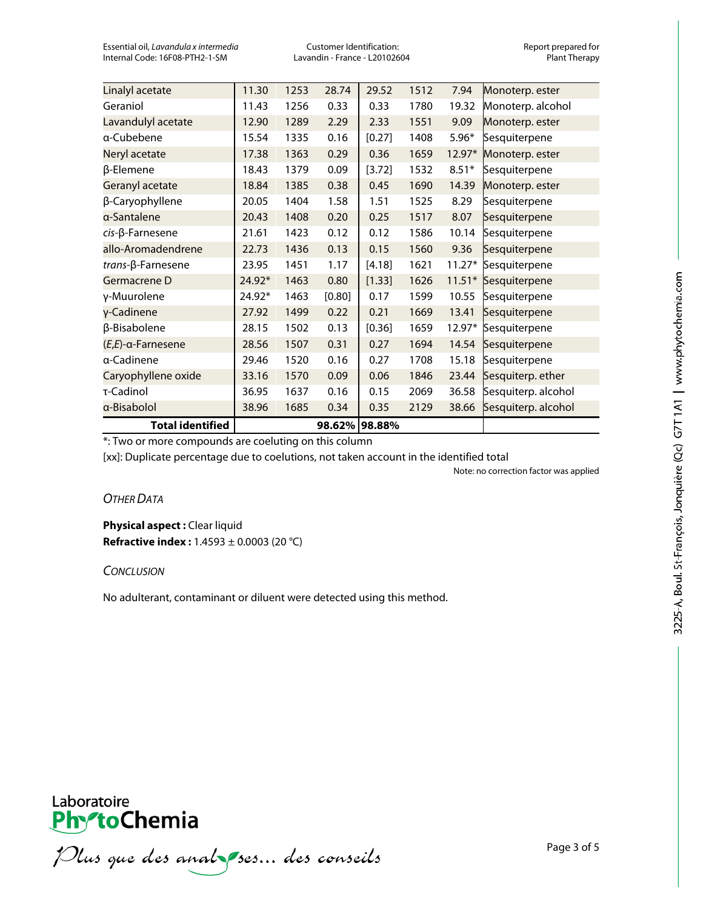| | | | | | | | |
|---|---|---|---|---|---|---|---|
| Linalyl acetate | 11.30 | 1253 | 28.74 | 29.52 | 1512 | 7.94 | Monoterp. ester |
| Geraniol | 11.43 | 1256 | 0.33 | 0.33 | 1780 | 19.32 | Monoterp. alcohol |
| Lavandulyl acetate | 12.90 | 1289 | 2.29 | 2.33 | 1551 | 9.09 | Monoterp. ester |
| α-Cubebene | 15.54 | 1335 | 0.16 | [0.27] | 1408 | 5.96* | Sesquiterpene |
| Neryl acetate | 17.38 | 1363 | 0.29 | 0.36 | 1659 | 12.97* | Monoterp. ester |
| β-Elemene | 18.43 | 1379 | 0.09 | [3.72] | 1532 | 8.51* | Sesquiterpene |
| Geranyl acetate | 18.84 | 1385 | 0.38 | 0.45 | 1690 | 14.39 | Monoterp. ester |
| β-Caryophyllene | 20.05 | 1404 | 1.58 | 1.51 | 1525 | 8.29 | Sesquiterpene |
| α-Santalene | 20.43 | 1408 | 0.20 | 0.25 | 1517 | 8.07 | Sesquiterpene |
| *cis*-β-Farnesene | 21.61 | 1423 | 0.12 | 0.12 | 1586 | 10.14 | Sesquiterpene |
| allo-Aromadendrene | 22.73 | 1436 | 0.13 | 0.15 | 1560 | 9.36 | Sesquiterpene |
| *trans*-β-Farnesene | 23.95 | 1451 | 1.17 | [4.18] | 1621 | 11.27* | Sesquiterpene |
| Germacrene D | 24.92* | 1463 | 0.80 | [1.33] | 1626 | 11.51* | Sesquiterpene |
| γ-Muurolene | 24.92* | 1463 | [0.80] | 0.17 | 1599 | 10.55 | Sesquiterpene |
| γ-Cadinene | 27.92 | 1499 | 0.22 | 0.21 | 1669 | 13.41 | Sesquiterpene |
| β-Bisabolene | 28.15 | 1502 | 0.13 | [0.36] | 1659 | 12.97* | Sesquiterpene |
| (*E,E*)-α-Farnesene | 28.56 | 1507 | 0.31 | 0.27 | 1694 | 14.54 | Sesquiterpene |
| α-Cadinene | 29.46 | 1520 | 0.16 | 0.27 | 1708 | 15.18 | Sesquiterpene |
| Caryophyllene oxide | 33.16 | 1570 | 0.09 | 0.06 | 1846 | 23.44 | Sesquiterp. ether |
| τ-Cadinol | 36.95 | 1637 | 0.16 | 0.15 | 2069 | 36.58 | Sesquiterp. alcohol |
| α-Bisabolol | 38.96 | 1685 | 0.34 | 0.35 | 2129 | 38.66 | Sesquiterp. alcohol |
| **Total identified** | | | **98.62%** | **98.88%** | | | |

*: Two or more compounds are coeluting on this column

[xx]: Duplicate percentage due to coelutions, not taken account in the identified total

Note: no correction factor was applied

### *Other Data*

**Physical aspect :** Clear liquid

**Refractive index :** 1.4593 ± 0.0003 (20 °C)

### *Conclusion*

No adulterant, contaminant or diluent were detected using this method.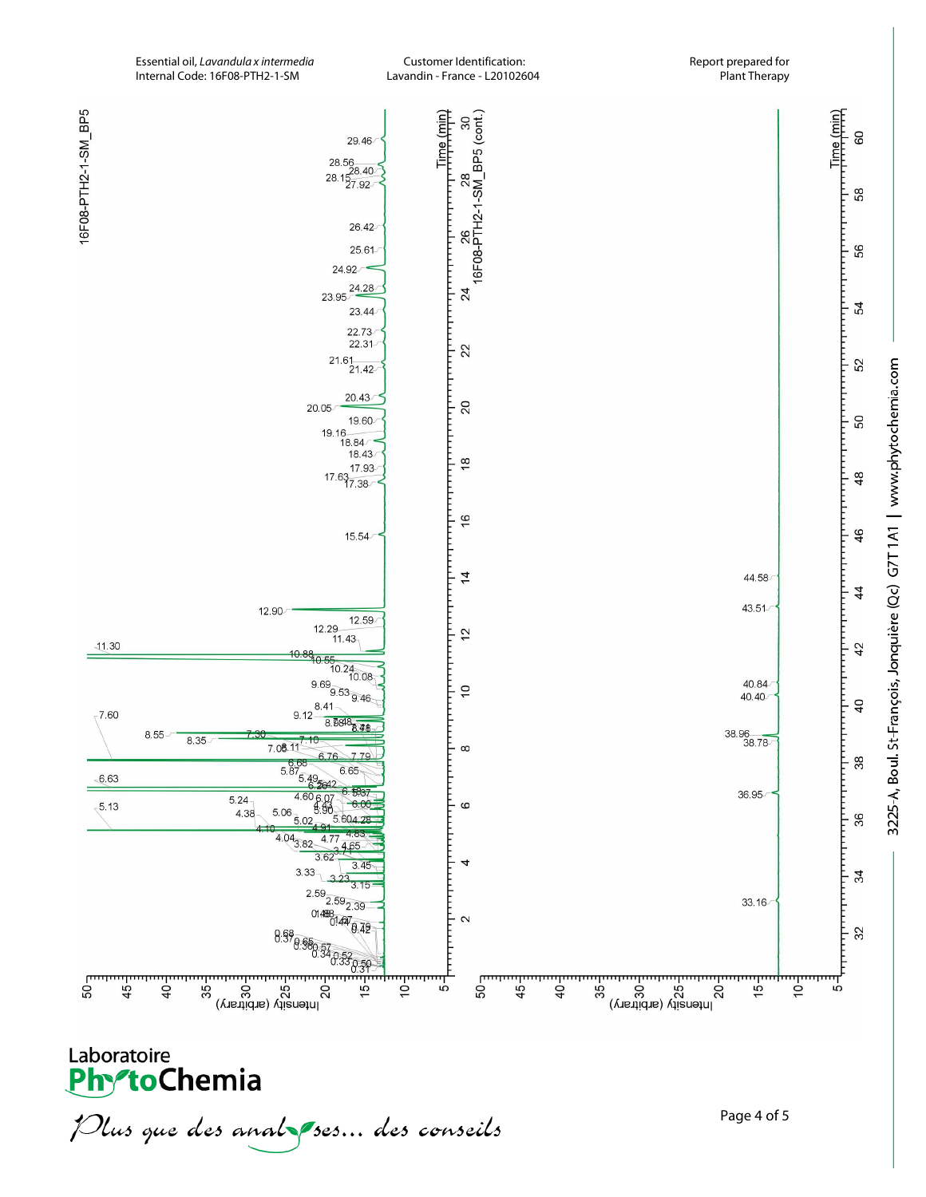Essential oil, *Lavandula x intermedia*
Internal Code: 16F08-PTH2-1-SM

Customer Identification:
Lavandin - France - L20102604

Report prepared for
Plant Therapy

16F08-PTH2-1-SM_BP5

16F08-PTH2-1-SM_BP5 (cont.)

Time (min)

Intensity (arbitrary)

Laboratoire PhytoChemia

*Plus que des analyses... des conseils*

3225-A, Boul. St-François, Jonquière (Qc) G7T 1A1 | www.phytochemia.com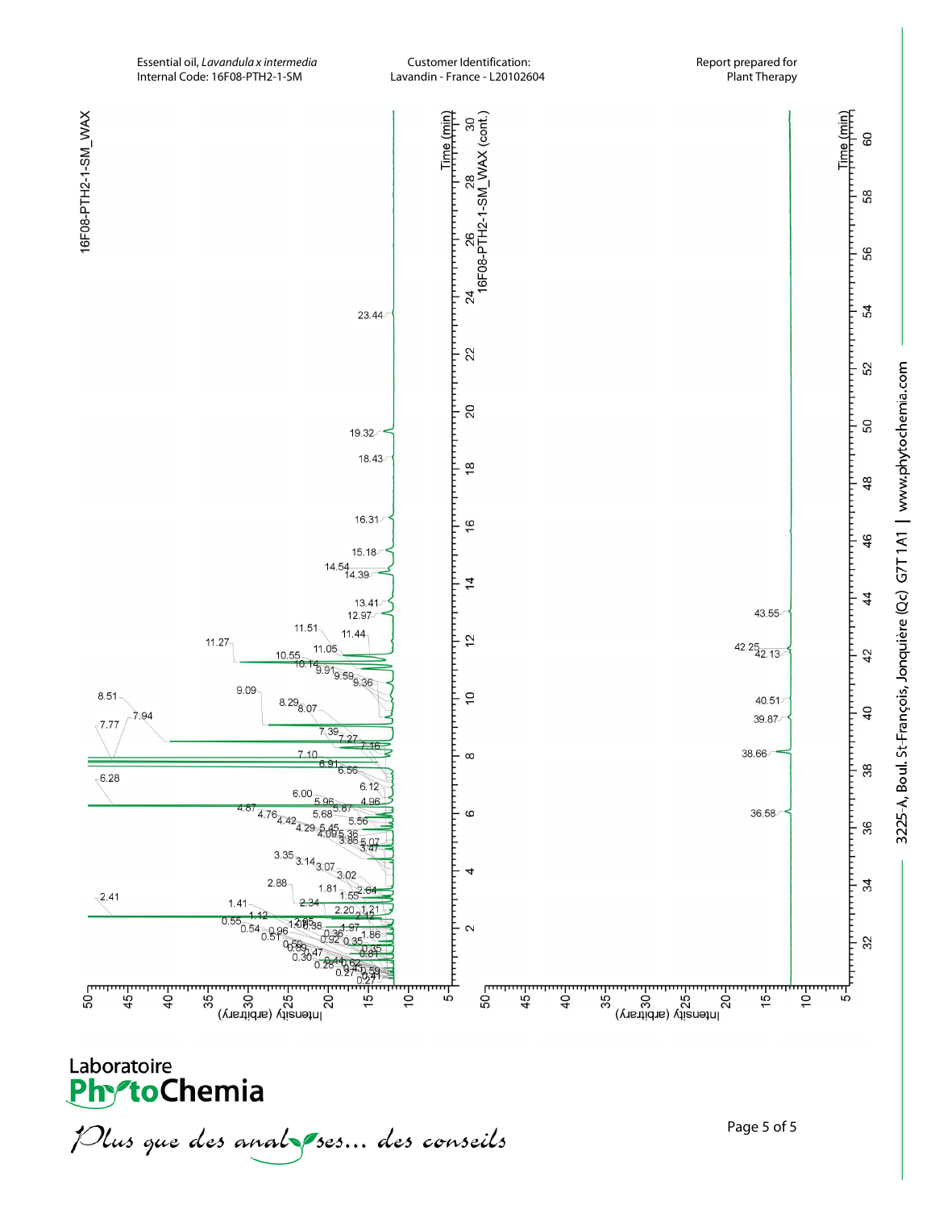Essential oil, *Lavandula x intermedia*
Internal Code: 16F08-PTH2-1-SM

Customer Identification:
Lavandin - France - L20102604

Report prepared for
Plant Therapy

16F08-PTH2-1-SM_WAX

Time (min)

Intensity (arbitrary)

23.44
19.32
18.43
16.31
15.18
14.54
14.39
13.41
12.97
11.51
11.44
11.27
11.05
10.55
10.14
9.91
9.59
9.36
9.09
8.51
8.29
8.07
7.94
7.77
7.39
7.27
7.16
7.10
6.91
6.56
6.28
6.12
6.00
5.96
5.87
4.96
4.87
4.76
5.68
5.56
4.42
4.29
5.45
4.09
5.36
3.86
5.07
3.47
3.35
3.14
3.07
3.02
2.88
1.81
2.64
1.55
2.41
1.41
2.34
2.20
1.21
2.12
1.12
0.55
2.05
1.38
1.06
0.54
0.96
0.51
1.97
0.36
0.92
1.86
0.35
0.59
0.89
0.47
0.30
0.75
0.81
0.44
0.28
0.62
0.43
0.27
0.59
0.31
0.27

16F08-PTH2-1-SM_WAX (cont.)

Time (min)

Intensity (arbitrary)

43.55
42.25
42.13
40.51
39.87
38.66
36.58

Laboratoire PhytoChemia

*Plus que des analyses... des conseils*

3225-A, Boul. St-François, Jonquière (Qc) G7T 1A1 | www.phytochemia.com